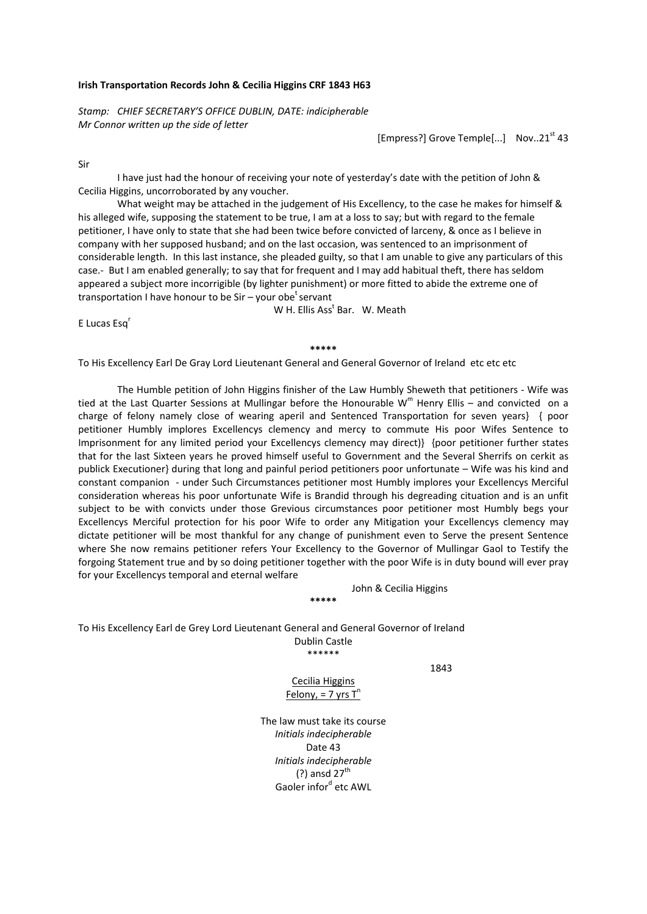**Irish Transportation Records John & Cecilia Higgins CRF 1843 H63**

*Stamp: CHIEF SECRETARY'S OFFICE DUBLIN, DATE: indicipherable*
*Mr Connor written up the side of letter*

[Empress?] Grove Temple[...] Nov..21[st] 43

Sir

I have just had the honour of receiving your note of yesterday's date with the petition of John & Cecilia Higgins, uncorroborated by any voucher.

What weight may be attached in the judgement of His Excellency, to the case he makes for himself & his alleged wife, supposing the statement to be true, I am at a loss to say; but with regard to the female petitioner, I have only to state that she had been twice before convicted of larceny, & once as I believe in company with her supposed husband; and on the last occasion, was sentenced to an imprisonment of considerable length. In this last instance, she pleaded guilty, so that I am unable to give any particulars of this case.- But I am enabled generally; to say that for frequent and I may add habitual theft, there has seldom appeared a subject more incorrigible (by lighter punishment) or more fitted to abide the extreme one of transportation I have honour to be Sir – your obe[t] servant

W H. Ellis Ass[t] Bar. W. Meath

E Lucas Esq[r]

*****

To His Excellency Earl De Gray Lord Lieutenant General and General Governor of Ireland etc etc etc

The Humble petition of John Higgins finisher of the Law Humbly Sheweth that petitioners - Wife was tied at the Last Quarter Sessions at Mullingar before the Honourable W[m] Henry Ellis – and convicted on a charge of felony namely close of wearing aperil and Sentenced Transportation for seven years} { poor petitioner Humbly implores Excellencys clemency and mercy to commute His poor Wifes Sentence to Imprisonment for any limited period your Excellencys clemency may direct)} {poor petitioner further states that for the last Sixteen years he proved himself useful to Government and the Several Sherrifs on cerkit as publick Executioner} during that long and painful period petitioners poor unfortunate – Wife was his kind and constant companion - under Such Circumstances petitioner most Humbly implores your Excellencys Merciful consideration whereas his poor unfortunate Wife is Brandid through his degreading cituation and is an unfit subject to be with convicts under those Grevious circumstances poor petitioner most Humbly begs your Excellencys Merciful protection for his poor Wife to order any Mitigation your Excellencys clemency may dictate petitioner will be most thankful for any change of punishment even to Serve the present Sentence where She now remains petitioner refers Your Excellency to the Governor of Mullingar Gaol to Testify the forgoing Statement true and by so doing petitioner together with the poor Wife is in duty bound will ever pray for your Excellencys temporal and eternal welfare

John & Cecilia Higgins

*****

To His Excellency Earl de Grey Lord Lieutenant General and General Governor of Ireland
Dublin Castle

******

1843

Cecilia Higgins
Felony, = 7 yrs T[n]

The law must take its course
*Initials indecipherable*
Date 43
*Initials indecipherable*
(?) ansd 27[th]
Gaoler infor[d] etc AWL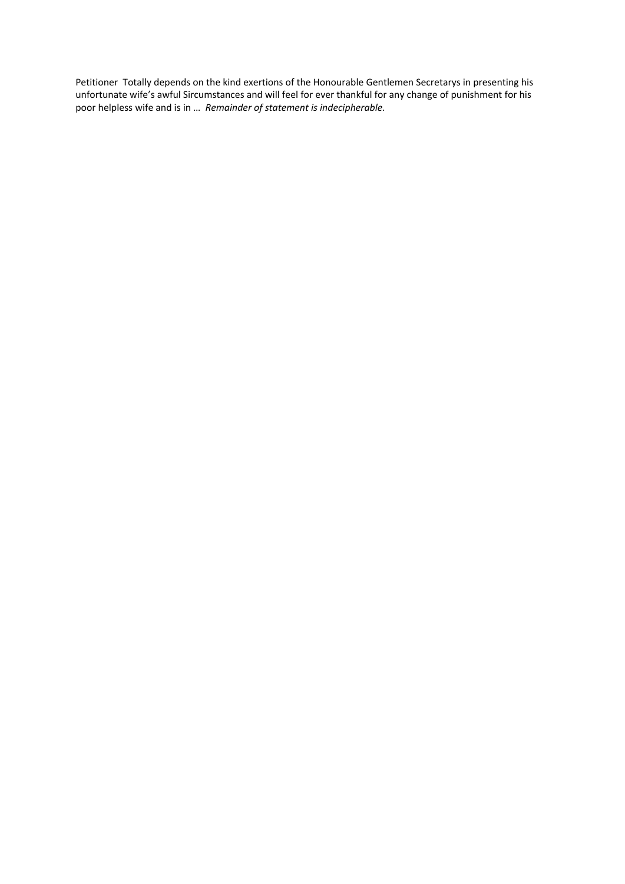Petitioner Totally depends on the kind exertions of the Honourable Gentlemen Secretarys in presenting his unfortunate wife's awful Sircumstances and will feel for ever thankful for any change of punishment for his poor helpless wife and is in … *Remainder of statement is indecipherable.*